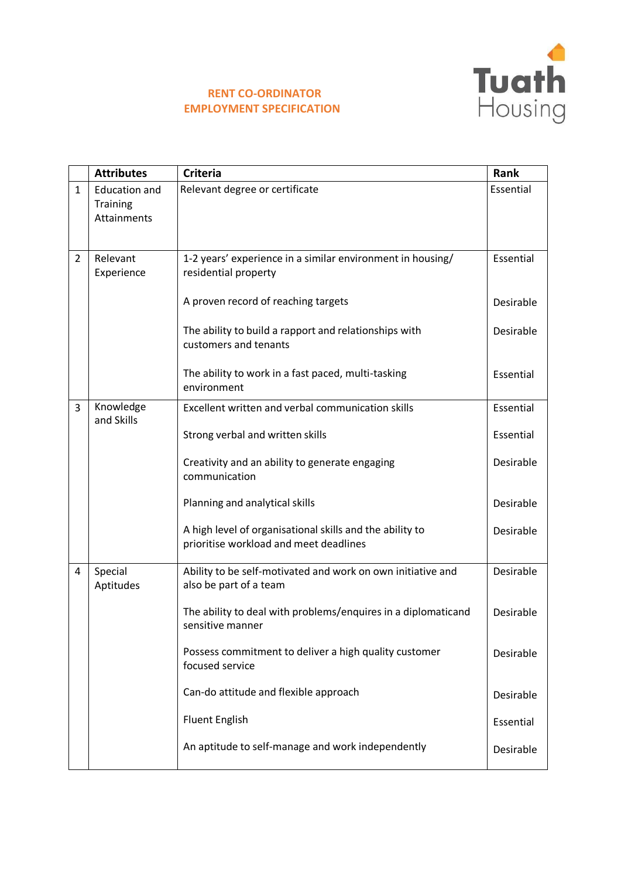# RENT CO-ORDINATOR
# EMPLOYMENT SPECIFICATION

Tuath Housing

| | Attributes | Criteria | Rank |
|---|---|---|---|
| 1 | Education and Training Attainments | Relevant degree or certificate | Essential |
| 2 | Relevant Experience | 1-2 years' experience in a similar environment in housing/ residential property | Essential |
| | | A proven record of reaching targets | Desirable |
| | | The ability to build a rapport and relationships with customers and tenants | Desirable |
| | | The ability to work in a fast paced, multi-tasking environment | Essential |
| 3 | Knowledge and Skills | Excellent written and verbal communication skills | Essential |
| | | Strong verbal and written skills | Essential |
| | | Creativity and an ability to generate engaging communication | Desirable |
| | | Planning and analytical skills | Desirable |
| | | A high level of organisational skills and the ability to prioritise workload and meet deadlines | Desirable |
| 4 | Special Aptitudes | Ability to be self-motivated and work on own initiative and also be part of a team | Desirable |
| | | The ability to deal with problems/enquires in a diplomaticand sensitive manner | Desirable |
| | | Possess commitment to deliver a high quality customer focused service | Desirable |
| | | Can-do attitude and flexible approach | Desirable |
| | | Fluent English | Essential |
| | | An aptitude to self-manage and work independently | Desirable |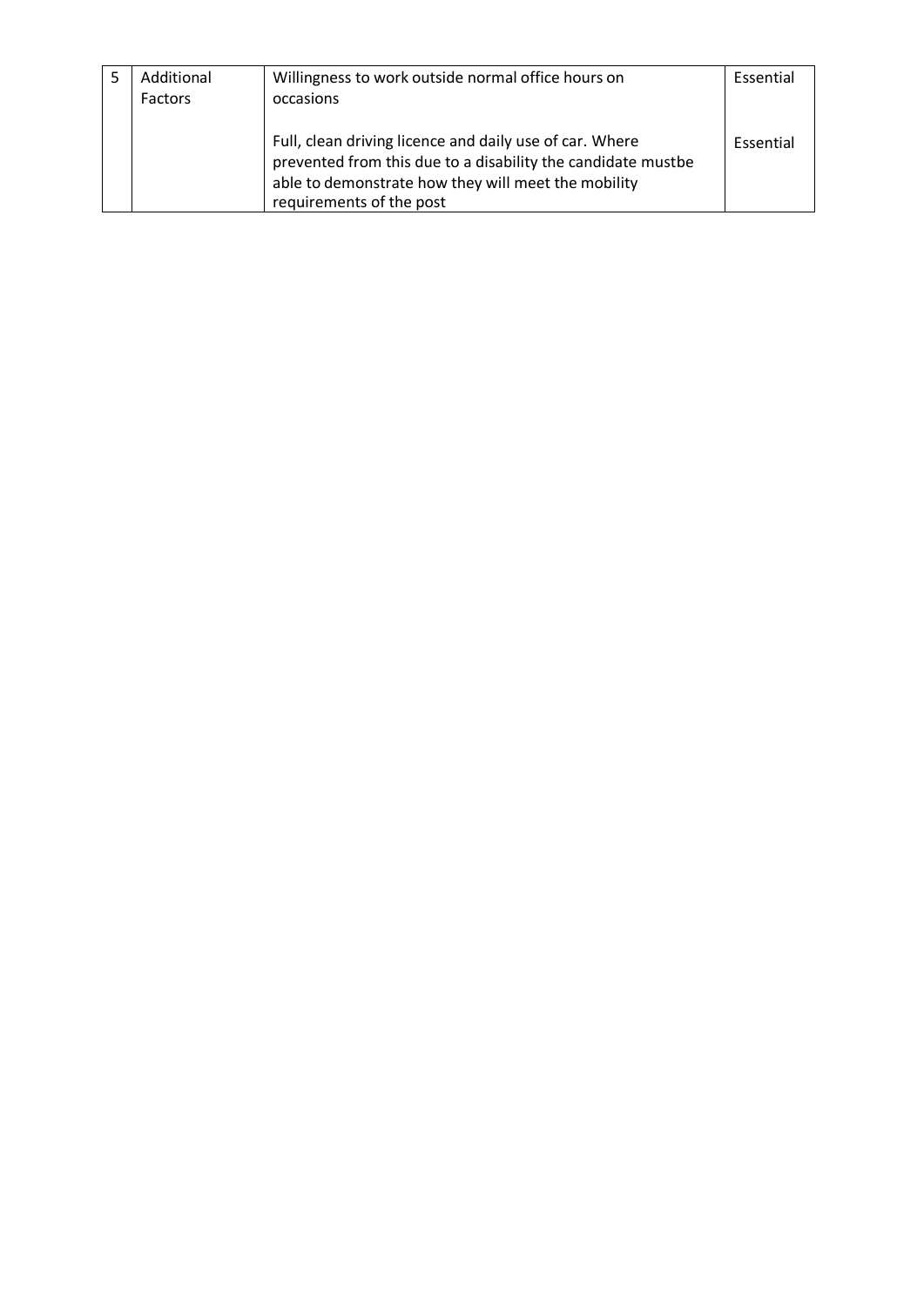| | | | |
|---|---|---|---|
| 5 | Additional Factors | Willingness to work outside normal office hours on occasions | Essential |
| | | Full, clean driving licence and daily use of car. Where prevented from this due to a disability the candidate mustbe able to demonstrate how they will meet the mobility requirements of the post | Essential |